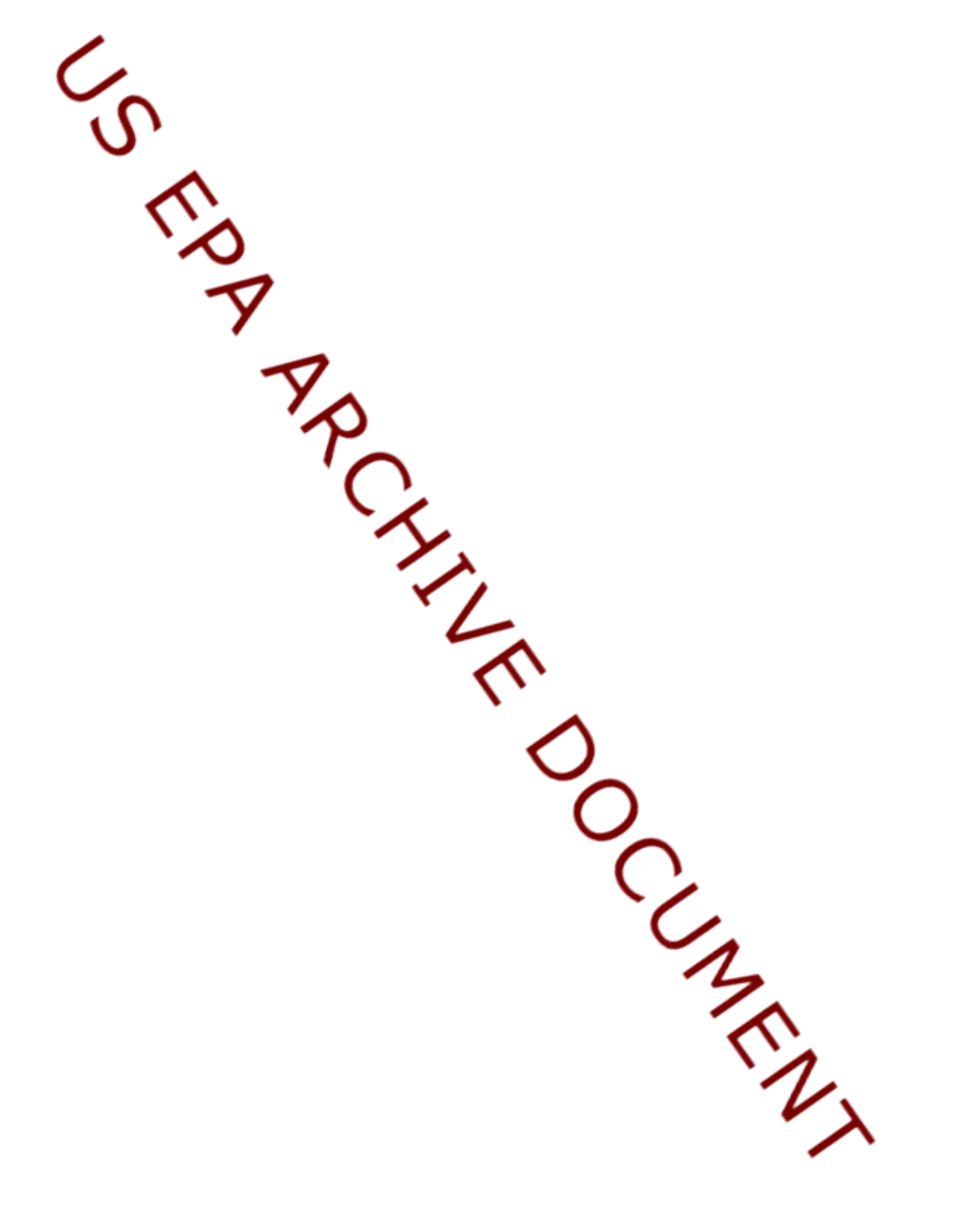US EPA ARCHIVE DOCUMENT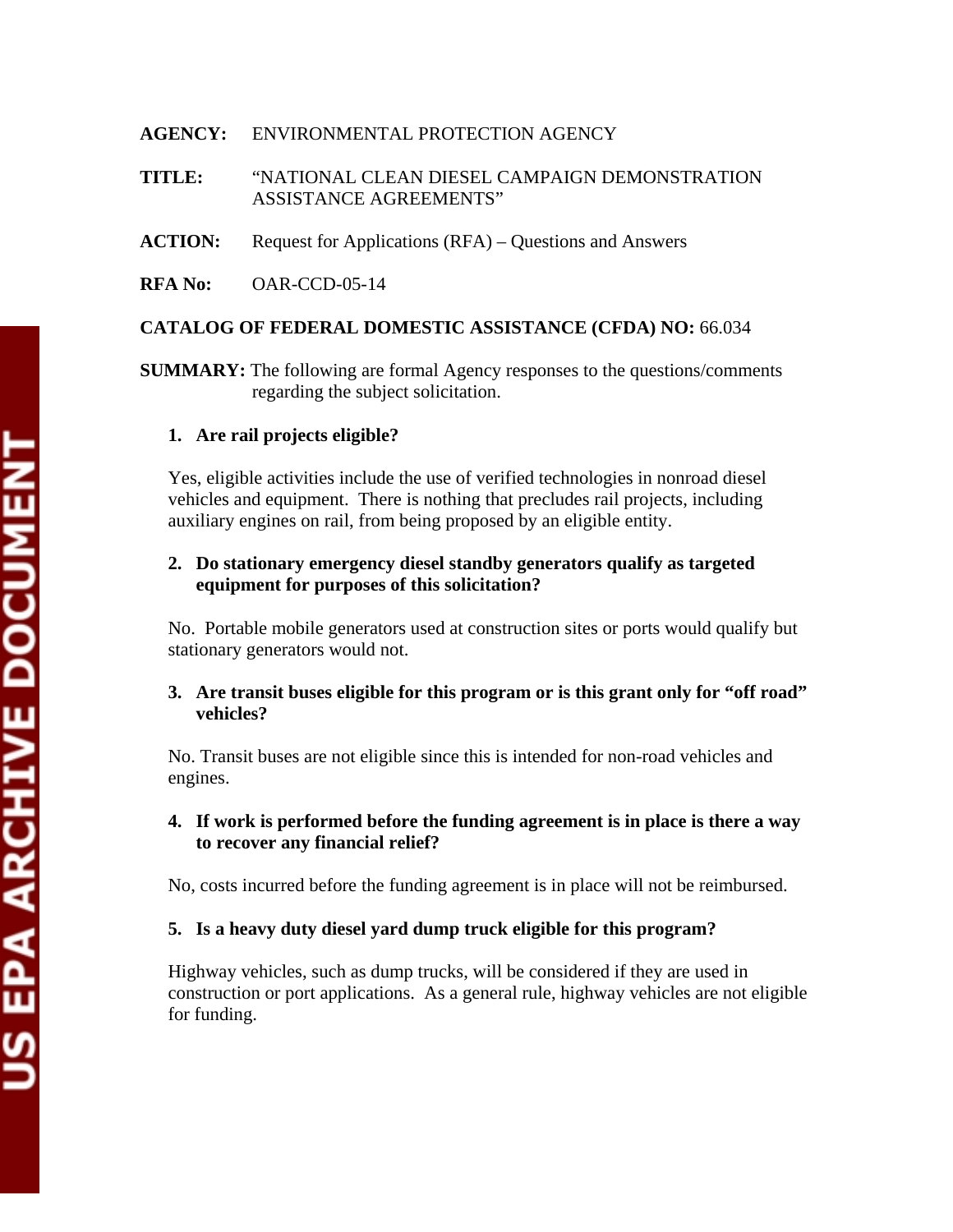**AGENCY:** ENVIRONMENTAL PROTECTION AGENCY

**TITLE:** "NATIONAL CLEAN DIESEL CAMPAIGN DEMONSTRATION ASSISTANCE AGREEMENTS"

**ACTION:** Request for Applications (RFA) – Questions and Answers

**RFA No:** OAR-CCD-05-14

**CATALOG OF FEDERAL DOMESTIC ASSISTANCE (CFDA) NO:** 66.034

**SUMMARY:** The following are formal Agency responses to the questions/comments regarding the subject solicitation.

1. **Are rail projects eligible?**

   Yes, eligible activities include the use of verified technologies in nonroad diesel vehicles and equipment. There is nothing that precludes rail projects, including auxiliary engines on rail, from being proposed by an eligible entity.

2. **Do stationary emergency diesel standby generators qualify as targeted equipment for purposes of this solicitation?**

   No. Portable mobile generators used at construction sites or ports would qualify but stationary generators would not.

3. **Are transit buses eligible for this program or is this grant only for "off road" vehicles?**

   No. Transit buses are not eligible since this is intended for non-road vehicles and engines.

4. **If work is performed before the funding agreement is in place is there a way to recover any financial relief?**

   No, costs incurred before the funding agreement is in place will not be reimbursed.

5. **Is a heavy duty diesel yard dump truck eligible for this program?**

   Highway vehicles, such as dump trucks, will be considered if they are used in construction or port applications. As a general rule, highway vehicles are not eligible for funding.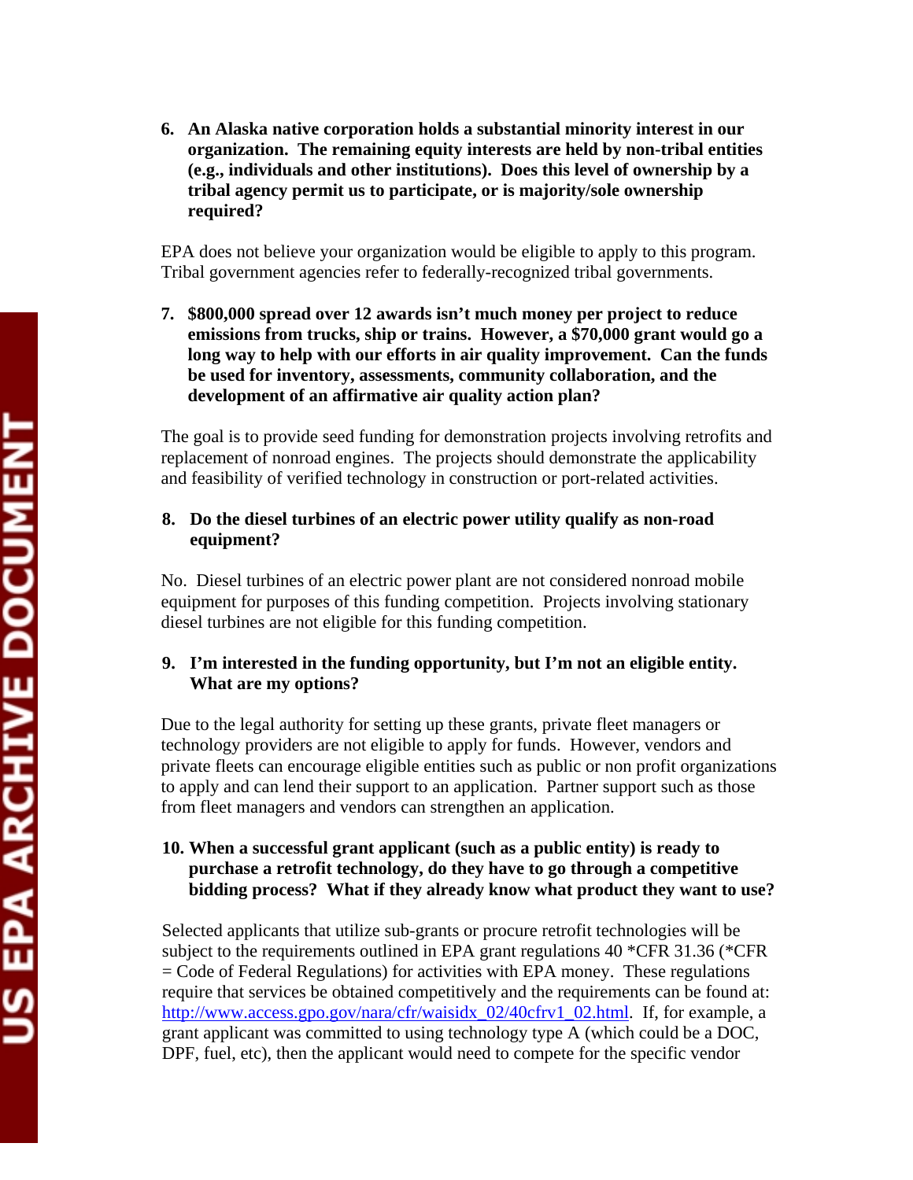**6. An Alaska native corporation holds a substantial minority interest in our organization. The remaining equity interests are held by non-tribal entities (e.g., individuals and other institutions). Does this level of ownership by a tribal agency permit us to participate, or is majority/sole ownership required?**

EPA does not believe your organization would be eligible to apply to this program. Tribal government agencies refer to federally-recognized tribal governments.

**7. $800,000 spread over 12 awards isn't much money per project to reduce emissions from trucks, ship or trains. However, a $70,000 grant would go a long way to help with our efforts in air quality improvement. Can the funds be used for inventory, assessments, community collaboration, and the development of an affirmative air quality action plan?**

The goal is to provide seed funding for demonstration projects involving retrofits and replacement of nonroad engines. The projects should demonstrate the applicability and feasibility of verified technology in construction or port-related activities.

**8. Do the diesel turbines of an electric power utility qualify as non-road equipment?**

No. Diesel turbines of an electric power plant are not considered nonroad mobile equipment for purposes of this funding competition. Projects involving stationary diesel turbines are not eligible for this funding competition.

**9. I'm interested in the funding opportunity, but I'm not an eligible entity. What are my options?**

Due to the legal authority for setting up these grants, private fleet managers or technology providers are not eligible to apply for funds. However, vendors and private fleets can encourage eligible entities such as public or non profit organizations to apply and can lend their support to an application. Partner support such as those from fleet managers and vendors can strengthen an application.

**10. When a successful grant applicant (such as a public entity) is ready to purchase a retrofit technology, do they have to go through a competitive bidding process? What if they already know what product they want to use?**

Selected applicants that utilize sub-grants or procure retrofit technologies will be subject to the requirements outlined in EPA grant regulations 40 *CFR 31.36 (*CFR = Code of Federal Regulations) for activities with EPA money. These regulations require that services be obtained competitively and the requirements can be found at: http://www.access.gpo.gov/nara/cfr/waisidx_02/40cfrv1_02.html. If, for example, a grant applicant was committed to using technology type A (which could be a DOC, DPF, fuel, etc), then the applicant would need to compete for the specific vendor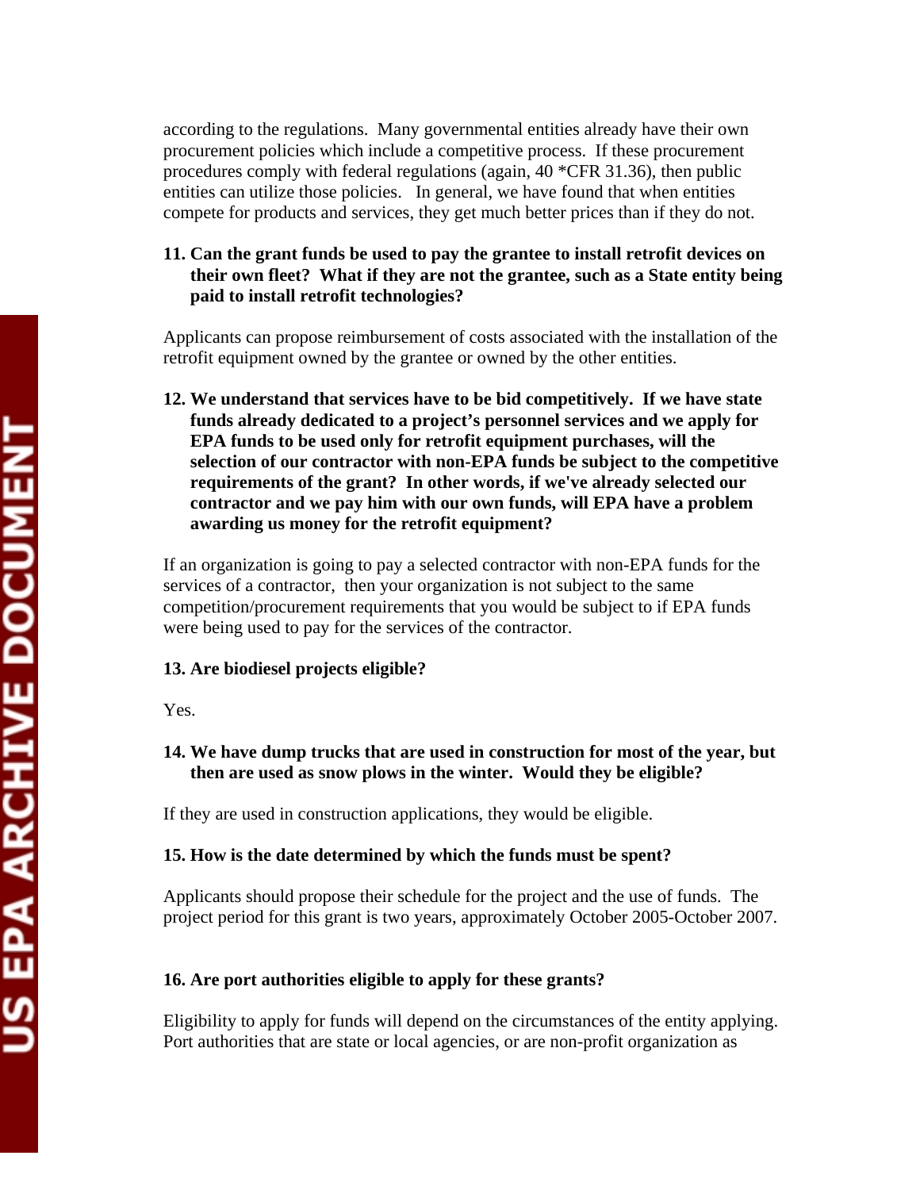according to the regulations. Many governmental entities already have their own procurement policies which include a competitive process. If these procurement procedures comply with federal regulations (again, 40 *CFR 31.36), then public entities can utilize those policies. In general, we have found that when entities compete for products and services, they get much better prices than if they do not.

**11. Can the grant funds be used to pay the grantee to install retrofit devices on their own fleet? What if they are not the grantee, such as a State entity being paid to install retrofit technologies?**

Applicants can propose reimbursement of costs associated with the installation of the retrofit equipment owned by the grantee or owned by the other entities.

**12. We understand that services have to be bid competitively. If we have state funds already dedicated to a project's personnel services and we apply for EPA funds to be used only for retrofit equipment purchases, will the selection of our contractor with non-EPA funds be subject to the competitive requirements of the grant? In other words, if we've already selected our contractor and we pay him with our own funds, will EPA have a problem awarding us money for the retrofit equipment?**

If an organization is going to pay a selected contractor with non-EPA funds for the services of a contractor, then your organization is not subject to the same competition/procurement requirements that you would be subject to if EPA funds were being used to pay for the services of the contractor.

**13. Are biodiesel projects eligible?**

Yes.

**14. We have dump trucks that are used in construction for most of the year, but then are used as snow plows in the winter. Would they be eligible?**

If they are used in construction applications, they would be eligible.

**15. How is the date determined by which the funds must be spent?**

Applicants should propose their schedule for the project and the use of funds. The project period for this grant is two years, approximately October 2005-October 2007.

**16. Are port authorities eligible to apply for these grants?**

Eligibility to apply for funds will depend on the circumstances of the entity applying. Port authorities that are state or local agencies, or are non-profit organization as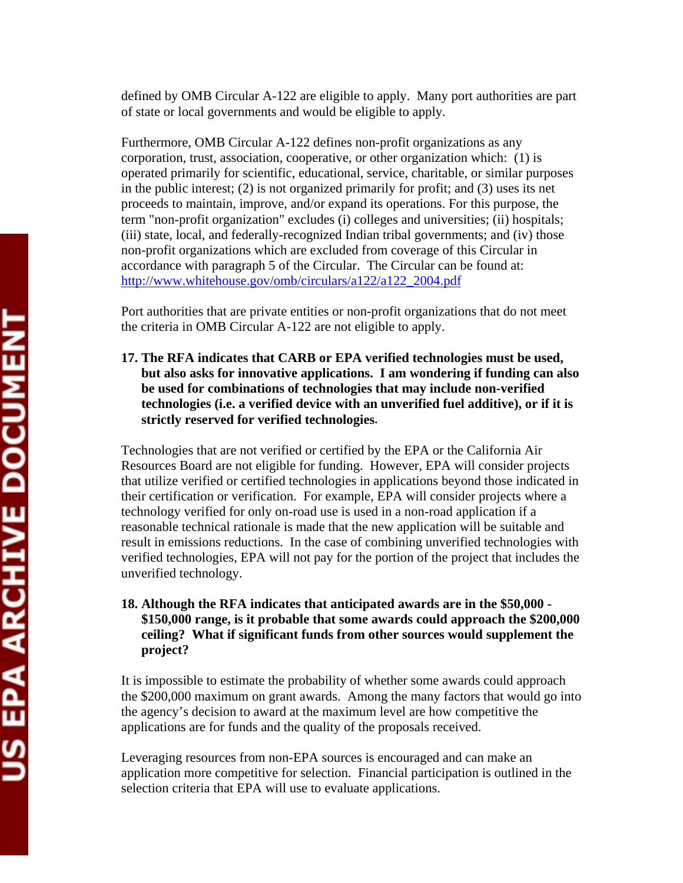defined by OMB Circular A-122 are eligible to apply. Many port authorities are part of state or local governments and would be eligible to apply.

Furthermore, OMB Circular A-122 defines non-profit organizations as any corporation, trust, association, cooperative, or other organization which: (1) is operated primarily for scientific, educational, service, charitable, or similar purposes in the public interest; (2) is not organized primarily for profit; and (3) uses its net proceeds to maintain, improve, and/or expand its operations. For this purpose, the term "non-profit organization" excludes (i) colleges and universities; (ii) hospitals; (iii) state, local, and federally-recognized Indian tribal governments; and (iv) those non-profit organizations which are excluded from coverage of this Circular in accordance with paragraph 5 of the Circular. The Circular can be found at: http://www.whitehouse.gov/omb/circulars/a122/a122_2004.pdf

Port authorities that are private entities or non-profit organizations that do not meet the criteria in OMB Circular A-122 are not eligible to apply.

**17. The RFA indicates that CARB or EPA verified technologies must be used, but also asks for innovative applications. I am wondering if funding can also be used for combinations of technologies that may include non-verified technologies (i.e. a verified device with an unverified fuel additive), or if it is strictly reserved for verified technologies.**

Technologies that are not verified or certified by the EPA or the California Air Resources Board are not eligible for funding. However, EPA will consider projects that utilize verified or certified technologies in applications beyond those indicated in their certification or verification. For example, EPA will consider projects where a technology verified for only on-road use is used in a non-road application if a reasonable technical rationale is made that the new application will be suitable and result in emissions reductions. In the case of combining unverified technologies with verified technologies, EPA will not pay for the portion of the project that includes the unverified technology.

**18. Although the RFA indicates that anticipated awards are in the $50,000 - $150,000 range, is it probable that some awards could approach the $200,000 ceiling? What if significant funds from other sources would supplement the project?**

It is impossible to estimate the probability of whether some awards could approach the $200,000 maximum on grant awards. Among the many factors that would go into the agency's decision to award at the maximum level are how competitive the applications are for funds and the quality of the proposals received.

Leveraging resources from non-EPA sources is encouraged and can make an application more competitive for selection. Financial participation is outlined in the selection criteria that EPA will use to evaluate applications.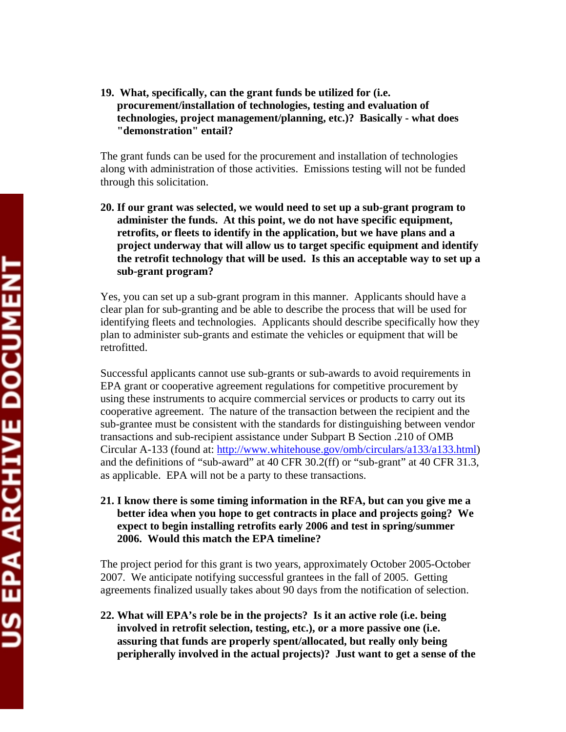**19. What, specifically, can the grant funds be utilized for (i.e. procurement/installation of technologies, testing and evaluation of technologies, project management/planning, etc.)? Basically - what does "demonstration" entail?**

The grant funds can be used for the procurement and installation of technologies along with administration of those activities. Emissions testing will not be funded through this solicitation.

**20. If our grant was selected, we would need to set up a sub-grant program to administer the funds. At this point, we do not have specific equipment, retrofits, or fleets to identify in the application, but we have plans and a project underway that will allow us to target specific equipment and identify the retrofit technology that will be used. Is this an acceptable way to set up a sub-grant program?**

Yes, you can set up a sub-grant program in this manner. Applicants should have a clear plan for sub-granting and be able to describe the process that will be used for identifying fleets and technologies. Applicants should describe specifically how they plan to administer sub-grants and estimate the vehicles or equipment that will be retrofitted.

Successful applicants cannot use sub-grants or sub-awards to avoid requirements in EPA grant or cooperative agreement regulations for competitive procurement by using these instruments to acquire commercial services or products to carry out its cooperative agreement. The nature of the transaction between the recipient and the sub-grantee must be consistent with the standards for distinguishing between vendor transactions and sub-recipient assistance under Subpart B Section .210 of OMB Circular A-133 (found at: [http://www.whitehouse.gov/omb/circulars/a133/a133.html](http://www.whitehouse.gov/omb/circulars/a133/a133.html)) and the definitions of "sub-award" at 40 CFR 30.2(ff) or "sub-grant" at 40 CFR 31.3, as applicable. EPA will not be a party to these transactions.

**21. I know there is some timing information in the RFA, but can you give me a better idea when you hope to get contracts in place and projects going? We expect to begin installing retrofits early 2006 and test in spring/summer 2006. Would this match the EPA timeline?**

The project period for this grant is two years, approximately October 2005-October 2007. We anticipate notifying successful grantees in the fall of 2005. Getting agreements finalized usually takes about 90 days from the notification of selection.

**22. What will EPA's role be in the projects? Is it an active role (i.e. being involved in retrofit selection, testing, etc.), or a more passive one (i.e. assuring that funds are properly spent/allocated, but really only being peripherally involved in the actual projects)? Just want to get a sense of the**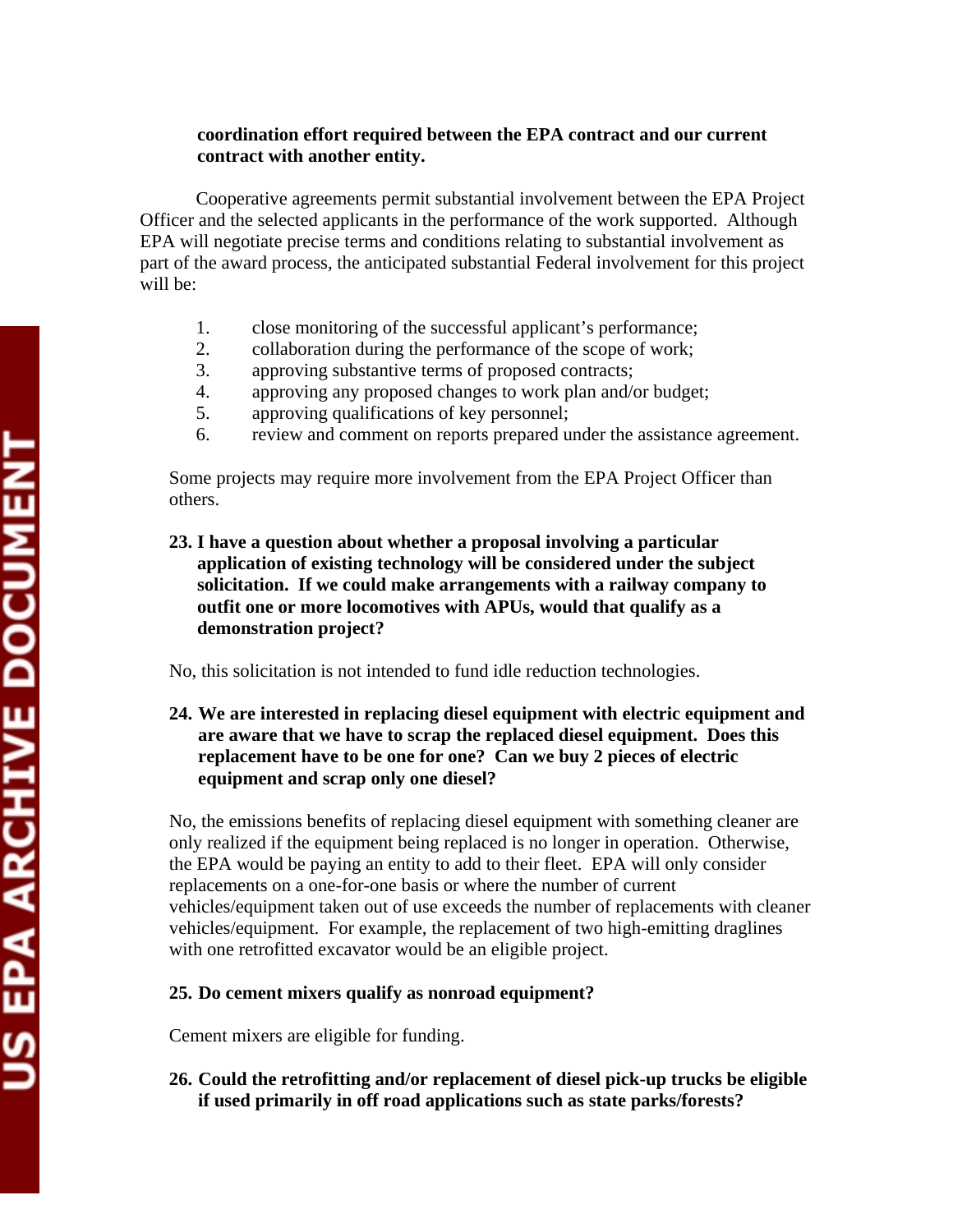**coordination effort required between the EPA contract and our current contract with another entity.**

Cooperative agreements permit substantial involvement between the EPA Project Officer and the selected applicants in the performance of the work supported. Although EPA will negotiate precise terms and conditions relating to substantial involvement as part of the award process, the anticipated substantial Federal involvement for this project will be:

1. close monitoring of the successful applicant's performance;
2. collaboration during the performance of the scope of work;
3. approving substantive terms of proposed contracts;
4. approving any proposed changes to work plan and/or budget;
5. approving qualifications of key personnel;
6. review and comment on reports prepared under the assistance agreement.

Some projects may require more involvement from the EPA Project Officer than others.

**23. I have a question about whether a proposal involving a particular application of existing technology will be considered under the subject solicitation. If we could make arrangements with a railway company to outfit one or more locomotives with APUs, would that qualify as a demonstration project?**

No, this solicitation is not intended to fund idle reduction technologies.

**24. We are interested in replacing diesel equipment with electric equipment and are aware that we have to scrap the replaced diesel equipment. Does this replacement have to be one for one? Can we buy 2 pieces of electric equipment and scrap only one diesel?**

No, the emissions benefits of replacing diesel equipment with something cleaner are only realized if the equipment being replaced is no longer in operation. Otherwise, the EPA would be paying an entity to add to their fleet. EPA will only consider replacements on a one-for-one basis or where the number of current vehicles/equipment taken out of use exceeds the number of replacements with cleaner vehicles/equipment. For example, the replacement of two high-emitting draglines with one retrofitted excavator would be an eligible project.

**25. Do cement mixers qualify as nonroad equipment?**

Cement mixers are eligible for funding.

**26. Could the retrofitting and/or replacement of diesel pick-up trucks be eligible if used primarily in off road applications such as state parks/forests?**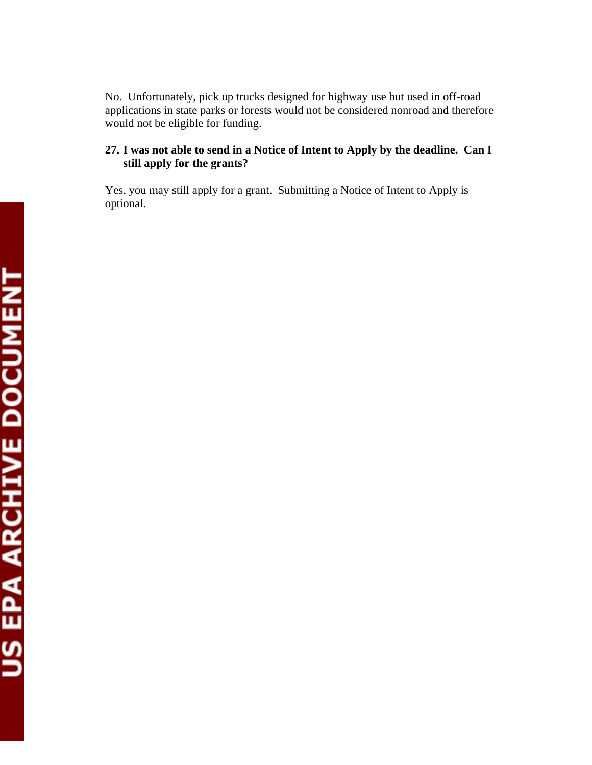No. Unfortunately, pick up trucks designed for highway use but used in off-road applications in state parks or forests would not be considered nonroad and therefore would not be eligible for funding.

**27. I was not able to send in a Notice of Intent to Apply by the deadline. Can I still apply for the grants?**

Yes, you may still apply for a grant. Submitting a Notice of Intent to Apply is optional.